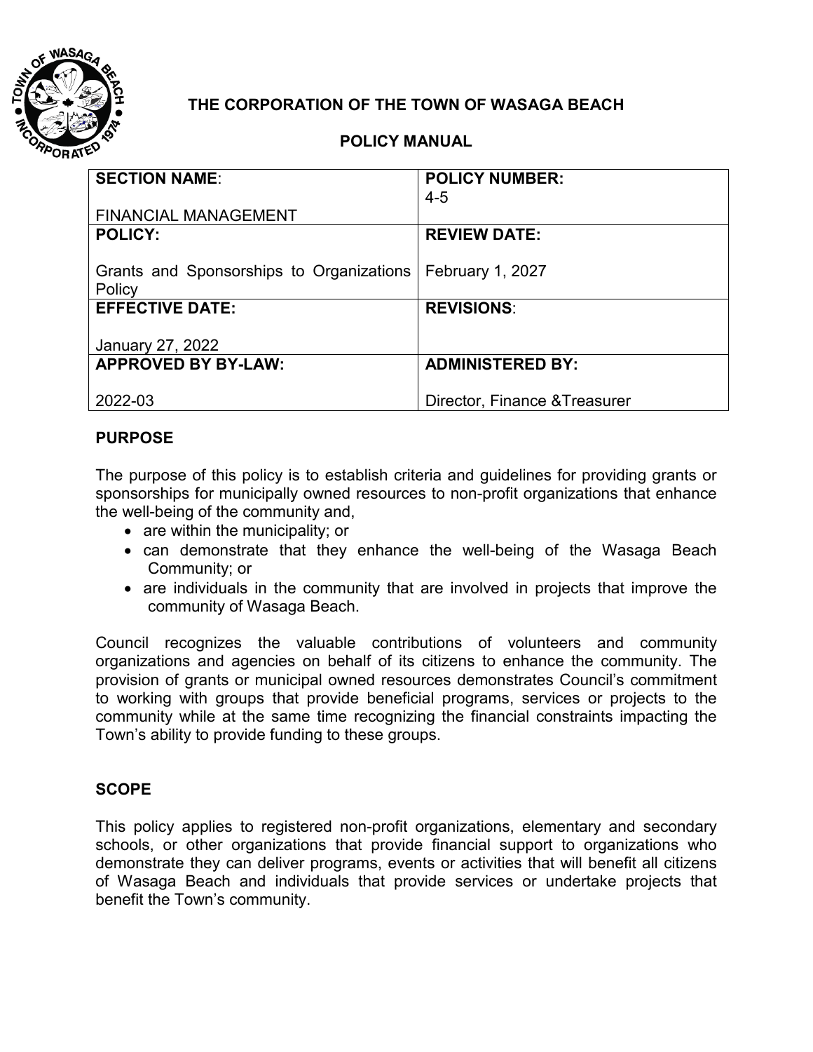**THE CORPORATION OF THE TOWN OF WASAGA BEACH**

**POLICY MANUAL**

| **SECTION NAME**: FINANCIAL MANAGEMENT | **POLICY NUMBER:** 4-5 |
|---|---|
| **POLICY:** Grants and Sponsorships to Organizations Policy | **REVIEW DATE:** February 1, 2027 |
| **EFFECTIVE DATE:** January 27, 2022 | **REVISIONS**: |
| **APPROVED BY BY-LAW:** 2022-03 | **ADMINISTERED BY:** Director, Finance &Treasurer |

## PURPOSE

The purpose of this policy is to establish criteria and guidelines for providing grants or sponsorships for municipally owned resources to non-profit organizations that enhance the well-being of the community and,

- are within the municipality; or
- can demonstrate that they enhance the well-being of the Wasaga Beach Community; or
- are individuals in the community that are involved in projects that improve the community of Wasaga Beach.

Council recognizes the valuable contributions of volunteers and community organizations and agencies on behalf of its citizens to enhance the community. The provision of grants or municipal owned resources demonstrates Council's commitment to working with groups that provide beneficial programs, services or projects to the community while at the same time recognizing the financial constraints impacting the Town's ability to provide funding to these groups.

## SCOPE

This policy applies to registered non-profit organizations, elementary and secondary schools, or other organizations that provide financial support to organizations who demonstrate they can deliver programs, events or activities that will benefit all citizens of Wasaga Beach and individuals that provide services or undertake projects that benefit the Town's community.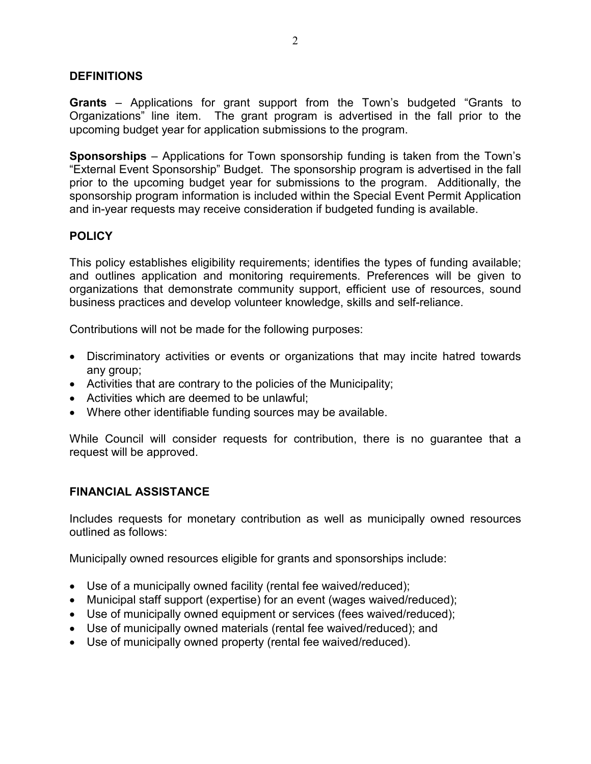## DEFINITIONS

**Grants** – Applications for grant support from the Town's budgeted "Grants to Organizations" line item. The grant program is advertised in the fall prior to the upcoming budget year for application submissions to the program.

**Sponsorships** – Applications for Town sponsorship funding is taken from the Town's "External Event Sponsorship" Budget. The sponsorship program is advertised in the fall prior to the upcoming budget year for submissions to the program. Additionally, the sponsorship program information is included within the Special Event Permit Application and in-year requests may receive consideration if budgeted funding is available.

## POLICY

This policy establishes eligibility requirements; identifies the types of funding available; and outlines application and monitoring requirements. Preferences will be given to organizations that demonstrate community support, efficient use of resources, sound business practices and develop volunteer knowledge, skills and self-reliance.

Contributions will not be made for the following purposes:

- Discriminatory activities or events or organizations that may incite hatred towards any group;
- Activities that are contrary to the policies of the Municipality;
- Activities which are deemed to be unlawful;
- Where other identifiable funding sources may be available.

While Council will consider requests for contribution, there is no guarantee that a request will be approved.

## FINANCIAL ASSISTANCE

Includes requests for monetary contribution as well as municipally owned resources outlined as follows:

Municipally owned resources eligible for grants and sponsorships include:

- Use of a municipally owned facility (rental fee waived/reduced);
- Municipal staff support (expertise) for an event (wages waived/reduced);
- Use of municipally owned equipment or services (fees waived/reduced);
- Use of municipally owned materials (rental fee waived/reduced); and
- Use of municipally owned property (rental fee waived/reduced).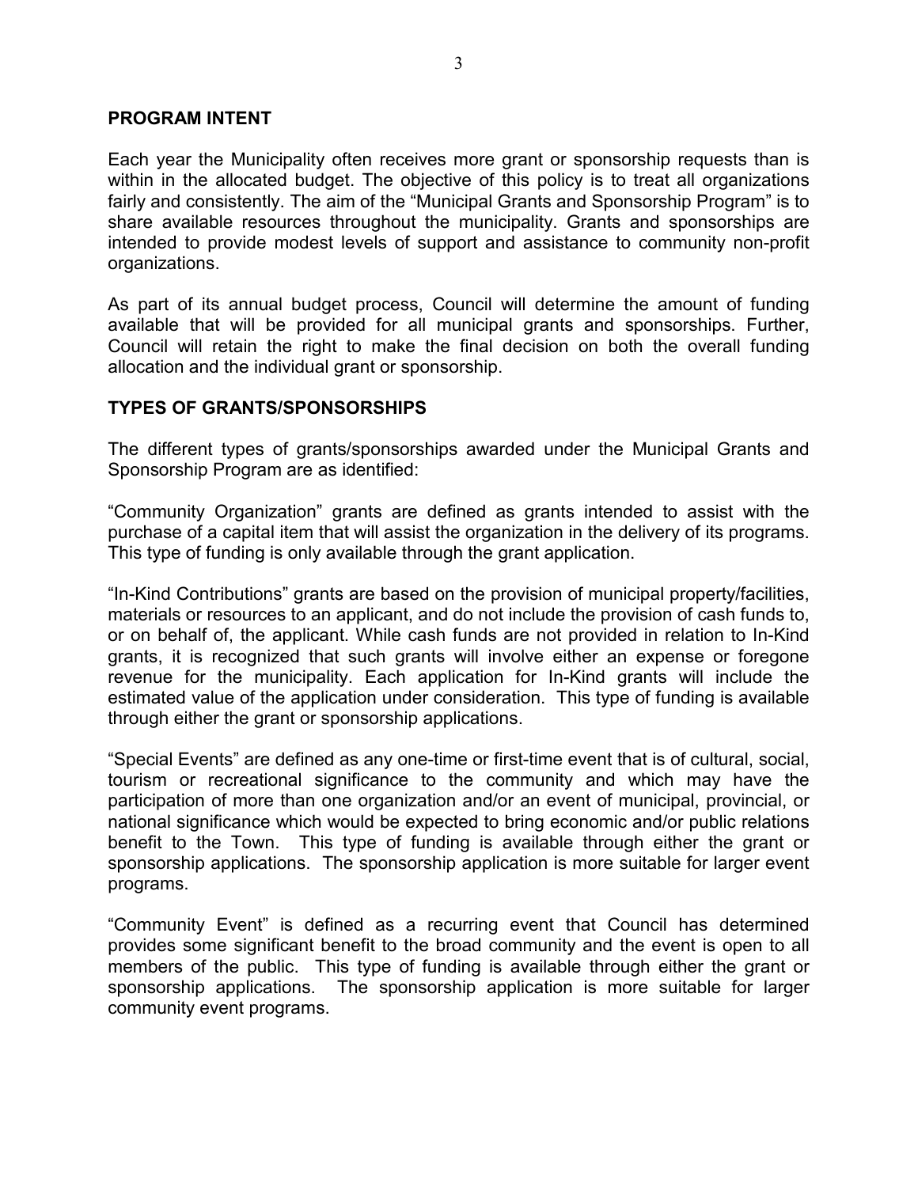## PROGRAM INTENT

Each year the Municipality often receives more grant or sponsorship requests than is within in the allocated budget. The objective of this policy is to treat all organizations fairly and consistently. The aim of the "Municipal Grants and Sponsorship Program" is to share available resources throughout the municipality. Grants and sponsorships are intended to provide modest levels of support and assistance to community non-profit organizations.

As part of its annual budget process, Council will determine the amount of funding available that will be provided for all municipal grants and sponsorships. Further, Council will retain the right to make the final decision on both the overall funding allocation and the individual grant or sponsorship.

## TYPES OF GRANTS/SPONSORSHIPS

The different types of grants/sponsorships awarded under the Municipal Grants and Sponsorship Program are as identified:

"Community Organization" grants are defined as grants intended to assist with the purchase of a capital item that will assist the organization in the delivery of its programs. This type of funding is only available through the grant application.

"In-Kind Contributions" grants are based on the provision of municipal property/facilities, materials or resources to an applicant, and do not include the provision of cash funds to, or on behalf of, the applicant. While cash funds are not provided in relation to In-Kind grants, it is recognized that such grants will involve either an expense or foregone revenue for the municipality. Each application for In-Kind grants will include the estimated value of the application under consideration. This type of funding is available through either the grant or sponsorship applications.

"Special Events" are defined as any one-time or first-time event that is of cultural, social, tourism or recreational significance to the community and which may have the participation of more than one organization and/or an event of municipal, provincial, or national significance which would be expected to bring economic and/or public relations benefit to the Town. This type of funding is available through either the grant or sponsorship applications. The sponsorship application is more suitable for larger event programs.

"Community Event" is defined as a recurring event that Council has determined provides some significant benefit to the broad community and the event is open to all members of the public. This type of funding is available through either the grant or sponsorship applications. The sponsorship application is more suitable for larger community event programs.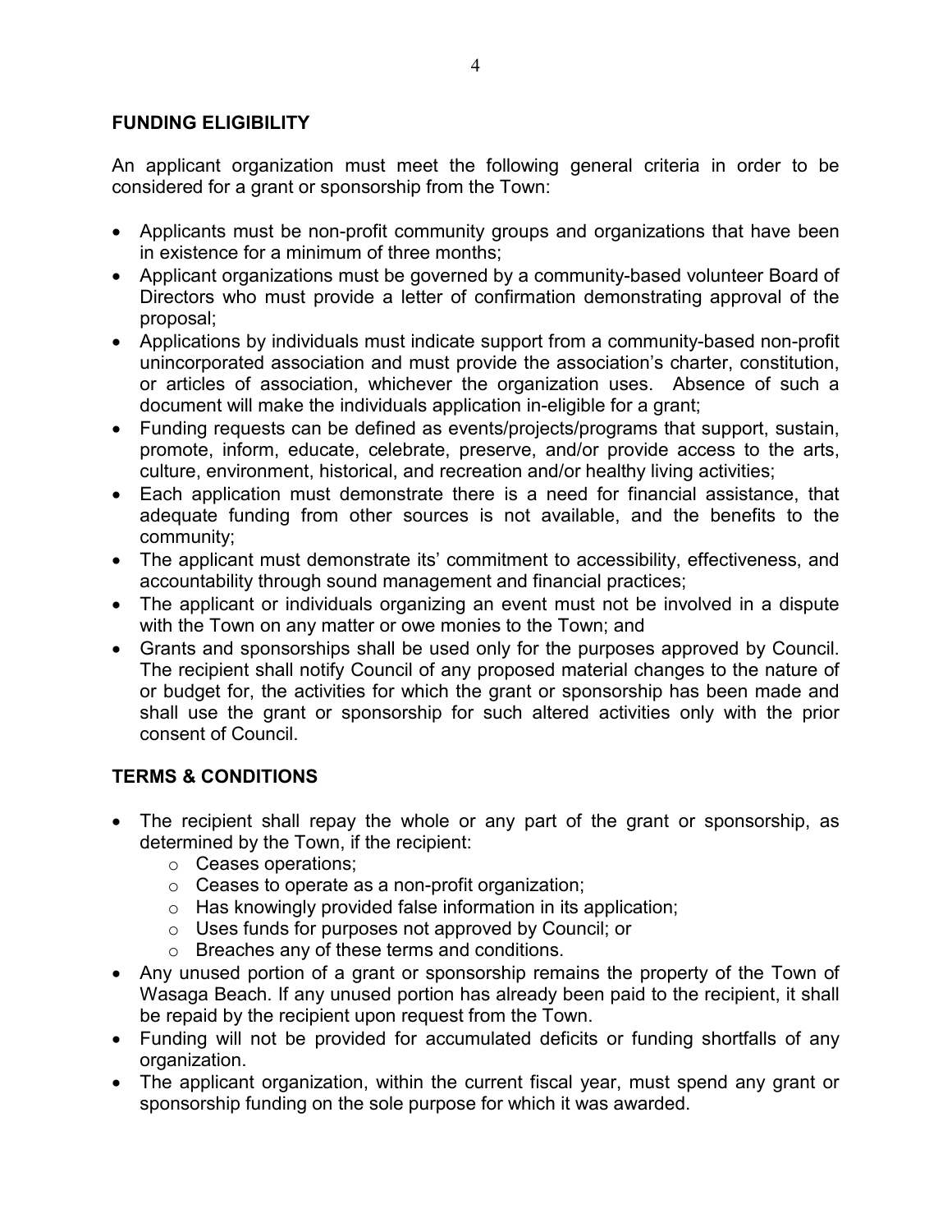## FUNDING ELIGIBILITY

An applicant organization must meet the following general criteria in order to be considered for a grant or sponsorship from the Town:

- Applicants must be non-profit community groups and organizations that have been in existence for a minimum of three months;
- Applicant organizations must be governed by a community-based volunteer Board of Directors who must provide a letter of confirmation demonstrating approval of the proposal;
- Applications by individuals must indicate support from a community-based non-profit unincorporated association and must provide the association's charter, constitution, or articles of association, whichever the organization uses. Absence of such a document will make the individuals application in-eligible for a grant;
- Funding requests can be defined as events/projects/programs that support, sustain, promote, inform, educate, celebrate, preserve, and/or provide access to the arts, culture, environment, historical, and recreation and/or healthy living activities;
- Each application must demonstrate there is a need for financial assistance, that adequate funding from other sources is not available, and the benefits to the community;
- The applicant must demonstrate its' commitment to accessibility, effectiveness, and accountability through sound management and financial practices;
- The applicant or individuals organizing an event must not be involved in a dispute with the Town on any matter or owe monies to the Town; and
- Grants and sponsorships shall be used only for the purposes approved by Council. The recipient shall notify Council of any proposed material changes to the nature of or budget for, the activities for which the grant or sponsorship has been made and shall use the grant or sponsorship for such altered activities only with the prior consent of Council.

## TERMS & CONDITIONS

- The recipient shall repay the whole or any part of the grant or sponsorship, as determined by the Town, if the recipient:
  - Ceases operations;
  - Ceases to operate as a non-profit organization;
  - Has knowingly provided false information in its application;
  - Uses funds for purposes not approved by Council; or
  - Breaches any of these terms and conditions.
- Any unused portion of a grant or sponsorship remains the property of the Town of Wasaga Beach. If any unused portion has already been paid to the recipient, it shall be repaid by the recipient upon request from the Town.
- Funding will not be provided for accumulated deficits or funding shortfalls of any organization.
- The applicant organization, within the current fiscal year, must spend any grant or sponsorship funding on the sole purpose for which it was awarded.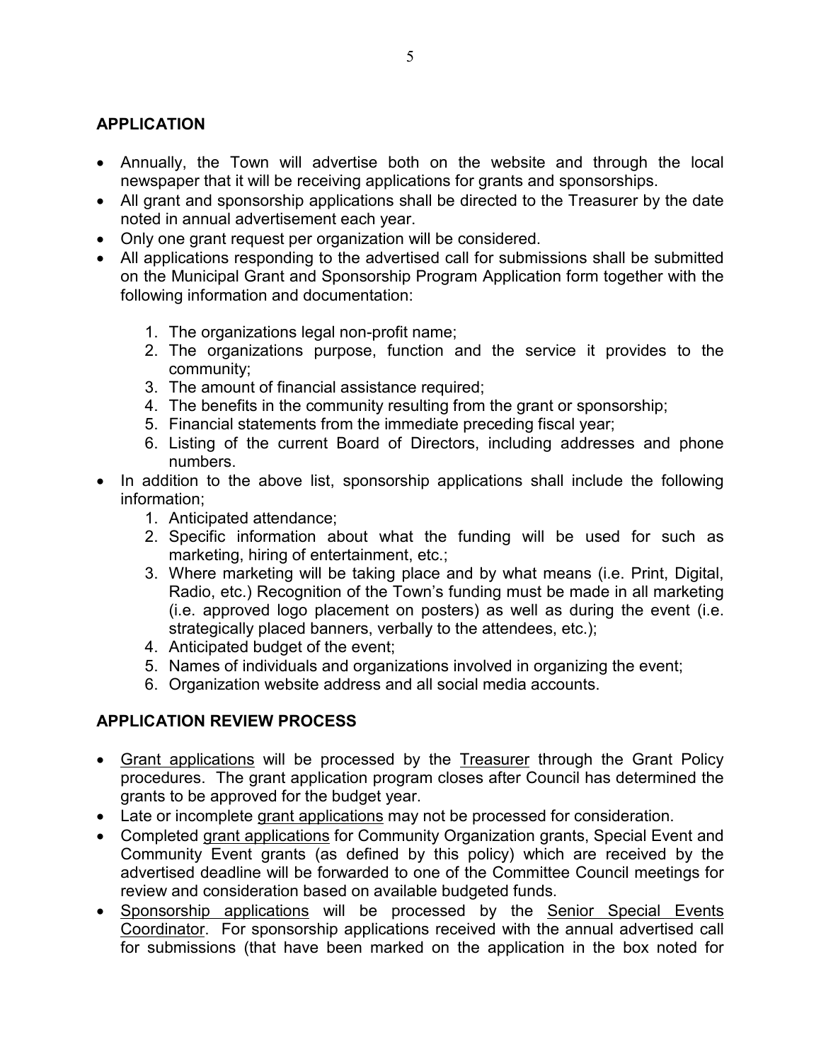## APPLICATION

- Annually, the Town will advertise both on the website and through the local newspaper that it will be receiving applications for grants and sponsorships.
- All grant and sponsorship applications shall be directed to the Treasurer by the date noted in annual advertisement each year.
- Only one grant request per organization will be considered.
- All applications responding to the advertised call for submissions shall be submitted on the Municipal Grant and Sponsorship Program Application form together with the following information and documentation:
    1. The organizations legal non-profit name;
    2. The organizations purpose, function and the service it provides to the community;
    3. The amount of financial assistance required;
    4. The benefits in the community resulting from the grant or sponsorship;
    5. Financial statements from the immediate preceding fiscal year;
    6. Listing of the current Board of Directors, including addresses and phone numbers.
- In addition to the above list, sponsorship applications shall include the following information;
    1. Anticipated attendance;
    2. Specific information about what the funding will be used for such as marketing, hiring of entertainment, etc.;
    3. Where marketing will be taking place and by what means (i.e. Print, Digital, Radio, etc.) Recognition of the Town's funding must be made in all marketing (i.e. approved logo placement on posters) as well as during the event (i.e. strategically placed banners, verbally to the attendees, etc.);
    4. Anticipated budget of the event;
    5. Names of individuals and organizations involved in organizing the event;
    6. Organization website address and all social media accounts.

## APPLICATION REVIEW PROCESS

- <u>Grant applications</u> will be processed by the <u>Treasurer</u> through the Grant Policy procedures. The grant application program closes after Council has determined the grants to be approved for the budget year.
- Late or incomplete <u>grant applications</u> may not be processed for consideration.
- Completed <u>grant applications</u> for Community Organization grants, Special Event and Community Event grants (as defined by this policy) which are received by the advertised deadline will be forwarded to one of the Committee Council meetings for review and consideration based on available budgeted funds.
- <u>Sponsorship applications</u> will be processed by the <u>Senior Special Events Coordinator</u>. For sponsorship applications received with the annual advertised call for submissions (that have been marked on the application in the box noted for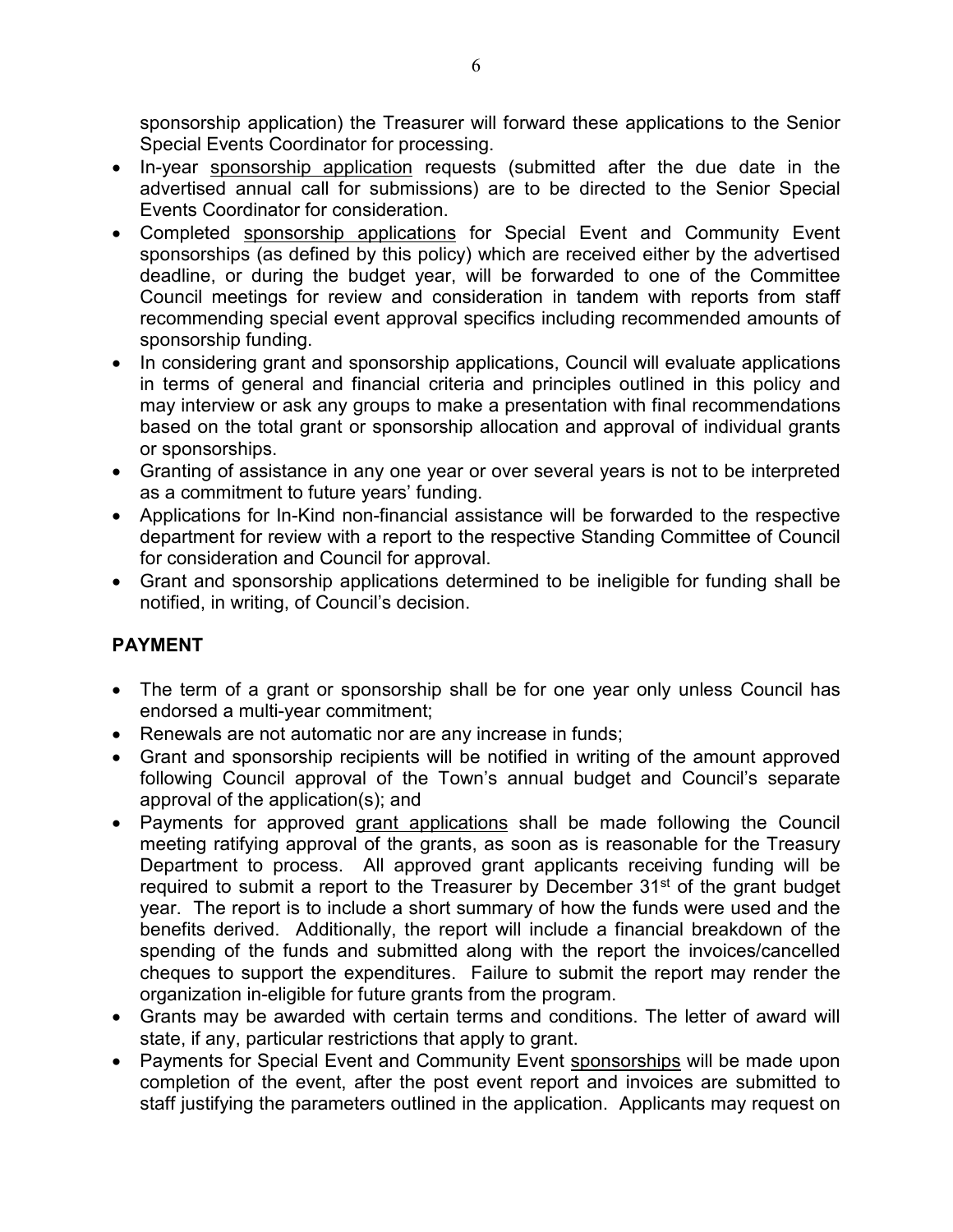sponsorship application) the Treasurer will forward these applications to the Senior Special Events Coordinator for processing.

- In-year sponsorship application requests (submitted after the due date in the advertised annual call for submissions) are to be directed to the Senior Special Events Coordinator for consideration.
- Completed sponsorship applications for Special Event and Community Event sponsorships (as defined by this policy) which are received either by the advertised deadline, or during the budget year, will be forwarded to one of the Committee Council meetings for review and consideration in tandem with reports from staff recommending special event approval specifics including recommended amounts of sponsorship funding.
- In considering grant and sponsorship applications, Council will evaluate applications in terms of general and financial criteria and principles outlined in this policy and may interview or ask any groups to make a presentation with final recommendations based on the total grant or sponsorship allocation and approval of individual grants or sponsorships.
- Granting of assistance in any one year or over several years is not to be interpreted as a commitment to future years' funding.
- Applications for In-Kind non-financial assistance will be forwarded to the respective department for review with a report to the respective Standing Committee of Council for consideration and Council for approval.
- Grant and sponsorship applications determined to be ineligible for funding shall be notified, in writing, of Council's decision.

## PAYMENT

- The term of a grant or sponsorship shall be for one year only unless Council has endorsed a multi-year commitment;
- Renewals are not automatic nor are any increase in funds;
- Grant and sponsorship recipients will be notified in writing of the amount approved following Council approval of the Town's annual budget and Council's separate approval of the application(s); and
- Payments for approved grant applications shall be made following the Council meeting ratifying approval of the grants, as soon as is reasonable for the Treasury Department to process. All approved grant applicants receiving funding will be required to submit a report to the Treasurer by December 31st of the grant budget year. The report is to include a short summary of how the funds were used and the benefits derived. Additionally, the report will include a financial breakdown of the spending of the funds and submitted along with the report the invoices/cancelled cheques to support the expenditures. Failure to submit the report may render the organization in-eligible for future grants from the program.
- Grants may be awarded with certain terms and conditions. The letter of award will state, if any, particular restrictions that apply to grant.
- Payments for Special Event and Community Event sponsorships will be made upon completion of the event, after the post event report and invoices are submitted to staff justifying the parameters outlined in the application. Applicants may request on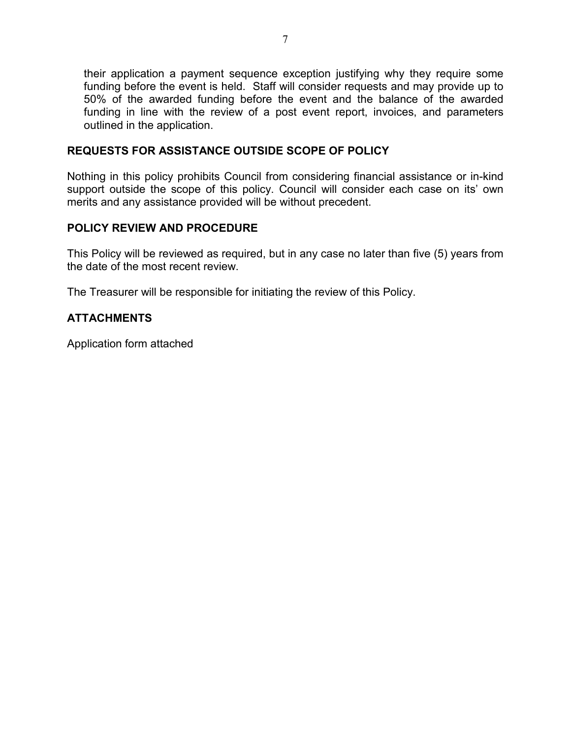their application a payment sequence exception justifying why they require some funding before the event is held. Staff will consider requests and may provide up to 50% of the awarded funding before the event and the balance of the awarded funding in line with the review of a post event report, invoices, and parameters outlined in the application.

## REQUESTS FOR ASSISTANCE OUTSIDE SCOPE OF POLICY

Nothing in this policy prohibits Council from considering financial assistance or in-kind support outside the scope of this policy. Council will consider each case on its' own merits and any assistance provided will be without precedent.

## POLICY REVIEW AND PROCEDURE

This Policy will be reviewed as required, but in any case no later than five (5) years from the date of the most recent review.

The Treasurer will be responsible for initiating the review of this Policy.

## ATTACHMENTS

Application form attached